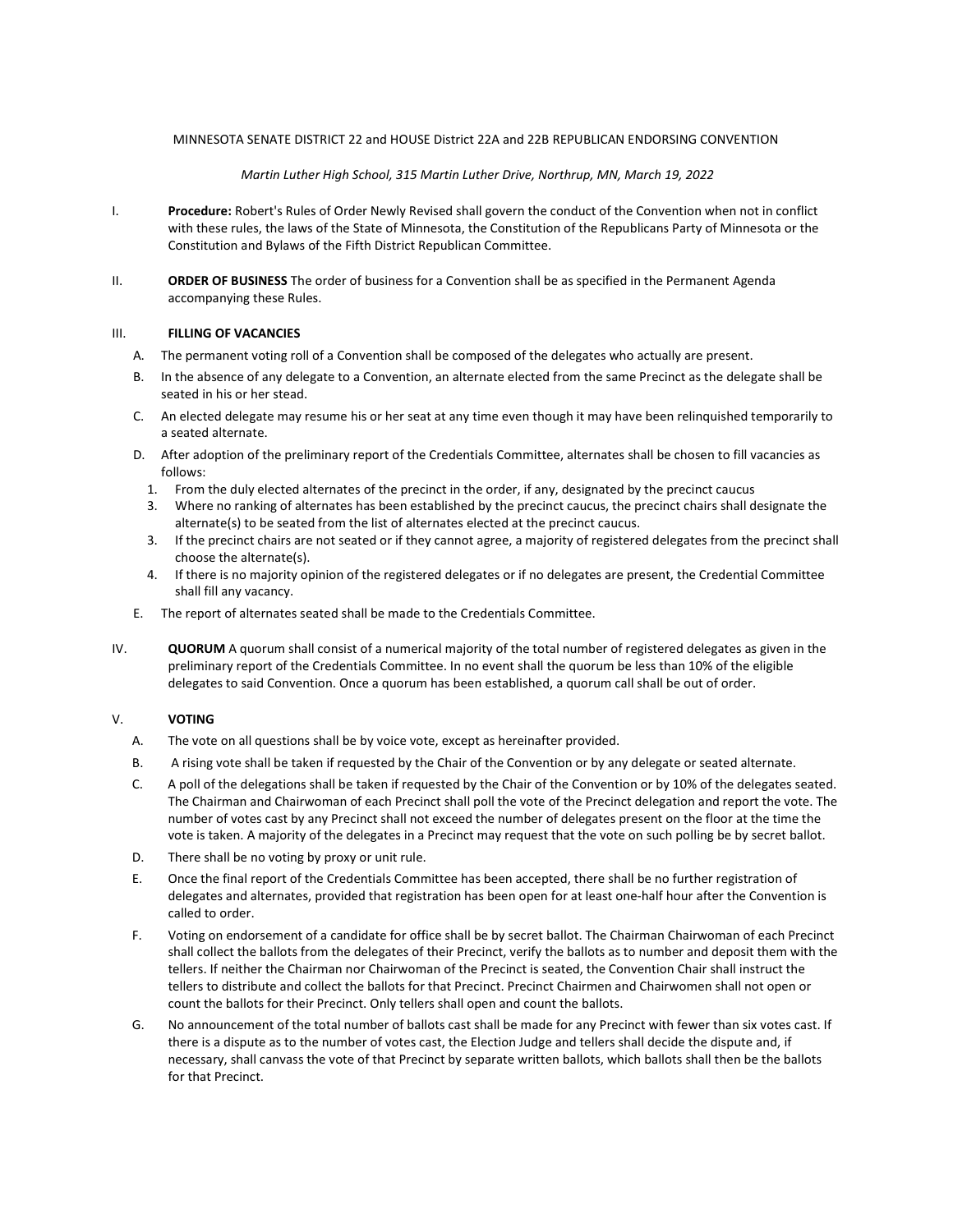MINNESOTA SENATE DISTRICT 22 and HOUSE District 22A and 22B REPUBLICAN ENDORSING CONVENTION

*Martin Luther High School, 315 Martin Luther Drive, Northrup, MN, March 19, 2022*

I. **Procedure:** Robert's Rules of Order Newly Revised shall govern the conduct of the Convention when not in conflict with these rules, the laws of the State of Minnesota, the Constitution of the Republicans Party of Minnesota or the Constitution and Bylaws of the Fifth District Republican Committee.

II. **ORDER OF BUSINESS** The order of business for a Convention shall be as specified in the Permanent Agenda accompanying these Rules.

III. **FILLING OF VACANCIES**

A. The permanent voting roll of a Convention shall be composed of the delegates who actually are present.

B. In the absence of any delegate to a Convention, an alternate elected from the same Precinct as the delegate shall be seated in his or her stead.

C. An elected delegate may resume his or her seat at any time even though it may have been relinquished temporarily to a seated alternate.

D. After adoption of the preliminary report of the Credentials Committee, alternates shall be chosen to fill vacancies as follows:

1. From the duly elected alternates of the precinct in the order, if any, designated by the precinct caucus
3. Where no ranking of alternates has been established by the precinct caucus, the precinct chairs shall designate the alternate(s) to be seated from the list of alternates elected at the precinct caucus.
3. If the precinct chairs are not seated or if they cannot agree, a majority of registered delegates from the precinct shall choose the alternate(s).
4. If there is no majority opinion of the registered delegates or if no delegates are present, the Credential Committee shall fill any vacancy.

E. The report of alternates seated shall be made to the Credentials Committee.

IV. **QUORUM** A quorum shall consist of a numerical majority of the total number of registered delegates as given in the preliminary report of the Credentials Committee. In no event shall the quorum be less than 10% of the eligible delegates to said Convention. Once a quorum has been established, a quorum call shall be out of order.

V. **VOTING**

A. The vote on all questions shall be by voice vote, except as hereinafter provided.

B. A rising vote shall be taken if requested by the Chair of the Convention or by any delegate or seated alternate.

C. A poll of the delegations shall be taken if requested by the Chair of the Convention or by 10% of the delegates seated. The Chairman and Chairwoman of each Precinct shall poll the vote of the Precinct delegation and report the vote. The number of votes cast by any Precinct shall not exceed the number of delegates present on the floor at the time the vote is taken. A majority of the delegates in a Precinct may request that the vote on such polling be by secret ballot.

D. There shall be no voting by proxy or unit rule.

E. Once the final report of the Credentials Committee has been accepted, there shall be no further registration of delegates and alternates, provided that registration has been open for at least one-half hour after the Convention is called to order.

F. Voting on endorsement of a candidate for office shall be by secret ballot. The Chairman Chairwoman of each Precinct shall collect the ballots from the delegates of their Precinct, verify the ballots as to number and deposit them with the tellers. If neither the Chairman nor Chairwoman of the Precinct is seated, the Convention Chair shall instruct the tellers to distribute and collect the ballots for that Precinct. Precinct Chairmen and Chairwomen shall not open or count the ballots for their Precinct. Only tellers shall open and count the ballots.

G. No announcement of the total number of ballots cast shall be made for any Precinct with fewer than six votes cast. If there is a dispute as to the number of votes cast, the Election Judge and tellers shall decide the dispute and, if necessary, shall canvass the vote of that Precinct by separate written ballots, which ballots shall then be the ballots for that Precinct.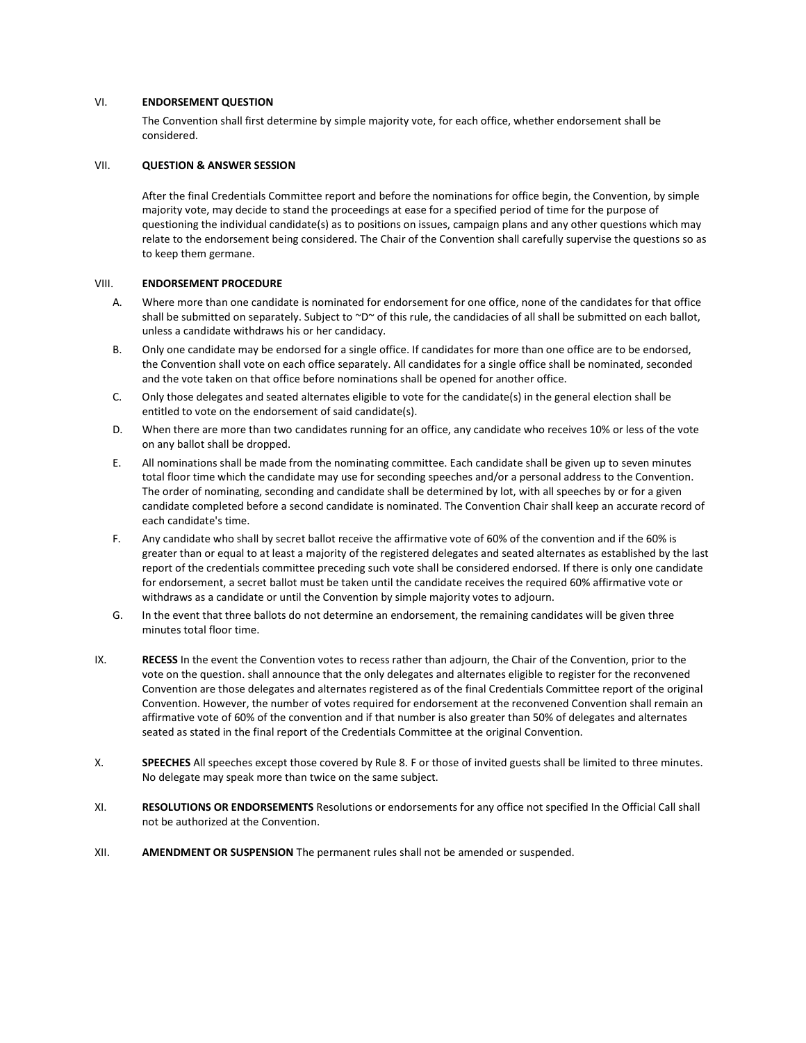VI. **ENDORSEMENT QUESTION**

The Convention shall first determine by simple majority vote, for each office, whether endorsement shall be considered.

VII. **QUESTION & ANSWER SESSION**

After the final Credentials Committee report and before the nominations for office begin, the Convention, by simple majority vote, may decide to stand the proceedings at ease for a specified period of time for the purpose of questioning the individual candidate(s) as to positions on issues, campaign plans and any other questions which may relate to the endorsement being considered. The Chair of the Convention shall carefully supervise the questions so as to keep them germane.

VIII. **ENDORSEMENT PROCEDURE**

A. Where more than one candidate is nominated for endorsement for one office, none of the candidates for that office shall be submitted on separately. Subject to ~D~ of this rule, the candidacies of all shall be submitted on each ballot, unless a candidate withdraws his or her candidacy.

B. Only one candidate may be endorsed for a single office. If candidates for more than one office are to be endorsed, the Convention shall vote on each office separately. All candidates for a single office shall be nominated, seconded and the vote taken on that office before nominations shall be opened for another office.

C. Only those delegates and seated alternates eligible to vote for the candidate(s) in the general election shall be entitled to vote on the endorsement of said candidate(s).

D. When there are more than two candidates running for an office, any candidate who receives 10% or less of the vote on any ballot shall be dropped.

E. All nominations shall be made from the nominating committee. Each candidate shall be given up to seven minutes total floor time which the candidate may use for seconding speeches and/or a personal address to the Convention. The order of nominating, seconding and candidate shall be determined by lot, with all speeches by or for a given candidate completed before a second candidate is nominated. The Convention Chair shall keep an accurate record of each candidate's time.

F. Any candidate who shall by secret ballot receive the affirmative vote of 60% of the convention and if the 60% is greater than or equal to at least a majority of the registered delegates and seated alternates as established by the last report of the credentials committee preceding such vote shall be considered endorsed. If there is only one candidate for endorsement, a secret ballot must be taken until the candidate receives the required 60% affirmative vote or withdraws as a candidate or until the Convention by simple majority votes to adjourn.

G. In the event that three ballots do not determine an endorsement, the remaining candidates will be given three minutes total floor time.

IX. **RECESS** In the event the Convention votes to recess rather than adjourn, the Chair of the Convention, prior to the vote on the question. shall announce that the only delegates and alternates eligible to register for the reconvened Convention are those delegates and alternates registered as of the final Credentials Committee report of the original Convention. However, the number of votes required for endorsement at the reconvened Convention shall remain an affirmative vote of 60% of the convention and if that number is also greater than 50% of delegates and alternates seated as stated in the final report of the Credentials Committee at the original Convention.

X. **SPEECHES** All speeches except those covered by Rule 8. F or those of invited guests shall be limited to three minutes. No delegate may speak more than twice on the same subject.

XI. **RESOLUTIONS OR ENDORSEMENTS** Resolutions or endorsements for any office not specified In the Official Call shall not be authorized at the Convention.

XII. **AMENDMENT OR SUSPENSION** The permanent rules shall not be amended or suspended.